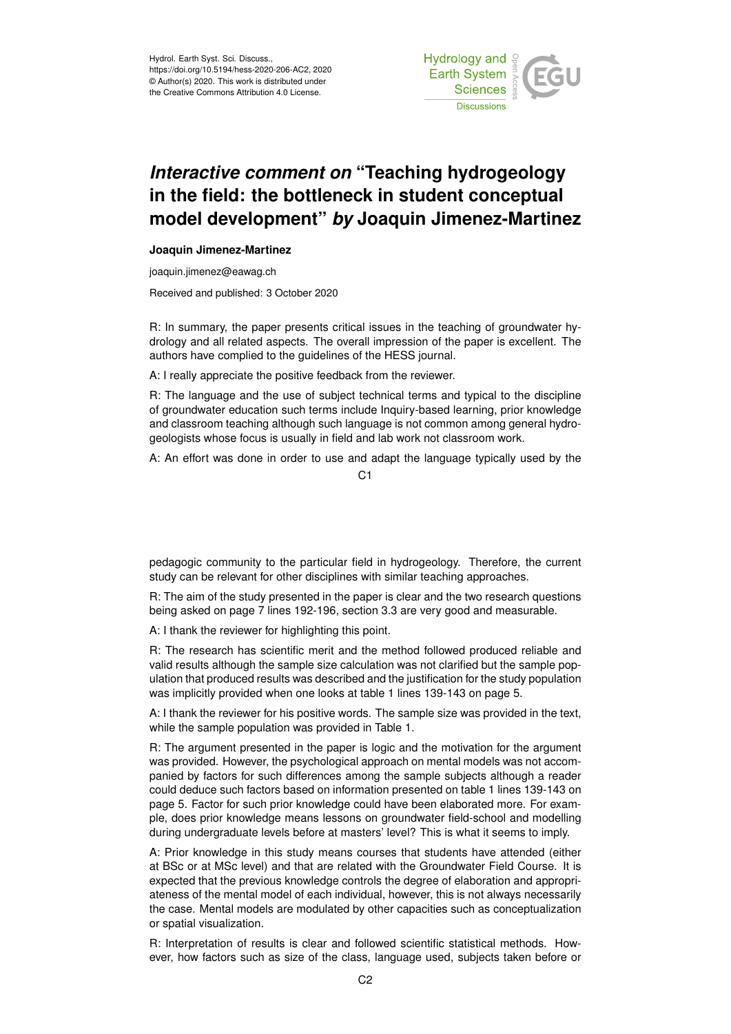Hydrol. Earth Syst. Sci. Discuss.,
https://doi.org/10.5194/hess-2020-206-AC2, 2020
© Author(s) 2020. This work is distributed under
the Creative Commons Attribution 4.0 License.

# *Interactive comment on* "Teaching hydrogeology in the field: the bottleneck in student conceptual model development" *by* Joaquin Jimenez-Martinez

**Joaquin Jimenez-Martinez**

joaquin.jimenez@eawag.ch

Received and published: 3 October 2020

R: In summary, the paper presents critical issues in the teaching of groundwater hydrology and all related aspects. The overall impression of the paper is excellent. The authors have complied to the guidelines of the HESS journal.

A: I really appreciate the positive feedback from the reviewer.

R: The language and the use of subject technical terms and typical to the discipline of groundwater education such terms include Inquiry-based learning, prior knowledge and classroom teaching although such language is not common among general hydrogeologists whose focus is usually in field and lab work not classroom work.

A: An effort was done in order to use and adapt the language typically used by the pedagogic community to the particular field in hydrogeology. Therefore, the current study can be relevant for other disciplines with similar teaching approaches.

R: The aim of the study presented in the paper is clear and the two research questions being asked on page 7 lines 192-196, section 3.3 are very good and measurable.

A: I thank the reviewer for highlighting this point.

R: The research has scientific merit and the method followed produced reliable and valid results although the sample size calculation was not clarified but the sample population that produced results was described and the justification for the study population was implicitly provided when one looks at table 1 lines 139-143 on page 5.

A: I thank the reviewer for his positive words. The sample size was provided in the text, while the sample population was provided in Table 1.

R: The argument presented in the paper is logic and the motivation for the argument was provided. However, the psychological approach on mental models was not accompanied by factors for such differences among the sample subjects although a reader could deduce such factors based on information presented on table 1 lines 139-143 on page 5. Factor for such prior knowledge could have been elaborated more. For example, does prior knowledge means lessons on groundwater field-school and modelling during undergraduate levels before at masters' level? This is what it seems to imply.

A: Prior knowledge in this study means courses that students have attended (either at BSc or at MSc level) and that are related with the Groundwater Field Course. It is expected that the previous knowledge controls the degree of elaboration and appropriateness of the mental model of each individual, however, this is not always necessarily the case. Mental models are modulated by other capacities such as conceptualization or spatial visualization.

R: Interpretation of results is clear and followed scientific statistical methods. However, how factors such as size of the class, language used, subjects taken before or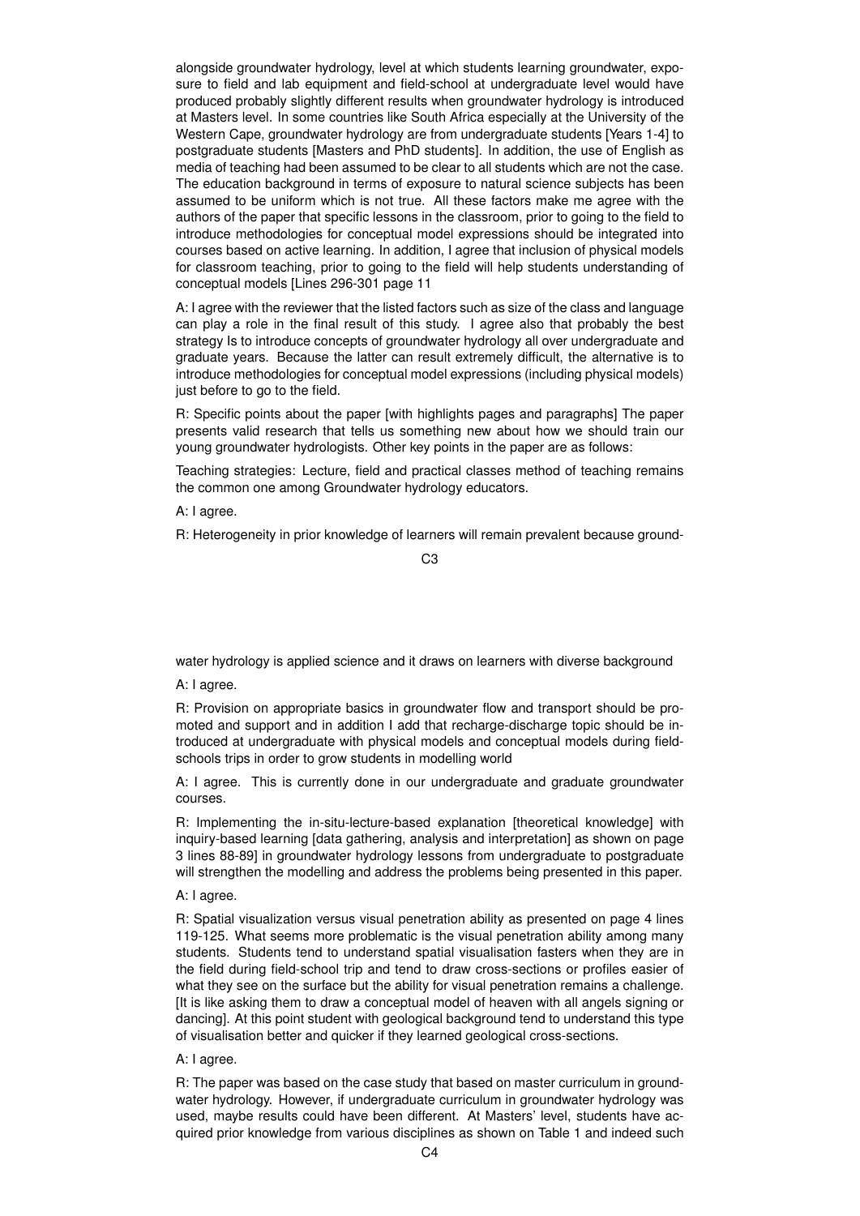alongside groundwater hydrology, level at which students learning groundwater, exposure to field and lab equipment and field-school at undergraduate level would have produced probably slightly different results when groundwater hydrology is introduced at Masters level. In some countries like South Africa especially at the University of the Western Cape, groundwater hydrology are from undergraduate students [Years 1-4] to postgraduate students [Masters and PhD students]. In addition, the use of English as media of teaching had been assumed to be clear to all students which are not the case. The education background in terms of exposure to natural science subjects has been assumed to be uniform which is not true. All these factors make me agree with the authors of the paper that specific lessons in the classroom, prior to going to the field to introduce methodologies for conceptual model expressions should be integrated into courses based on active learning. In addition, I agree that inclusion of physical models for classroom teaching, prior to going to the field will help students understanding of conceptual models [Lines 296-301 page 11

A: I agree with the reviewer that the listed factors such as size of the class and language can play a role in the final result of this study. I agree also that probably the best strategy Is to introduce concepts of groundwater hydrology all over undergraduate and graduate years. Because the latter can result extremely difficult, the alternative is to introduce methodologies for conceptual model expressions (including physical models) just before to go to the field.

R: Specific points about the paper [with highlights pages and paragraphs] The paper presents valid research that tells us something new about how we should train our young groundwater hydrologists. Other key points in the paper are as follows:

Teaching strategies: Lecture, field and practical classes method of teaching remains the common one among Groundwater hydrology educators.

A: I agree.

R: Heterogeneity in prior knowledge of learners will remain prevalent because groundwater hydrology is applied science and it draws on learners with diverse background

A: I agree.

R: Provision on appropriate basics in groundwater flow and transport should be promoted and support and in addition I add that recharge-discharge topic should be introduced at undergraduate with physical models and conceptual models during field-schools trips in order to grow students in modelling world

A: I agree. This is currently done in our undergraduate and graduate groundwater courses.

R: Implementing the in-situ-lecture-based explanation [theoretical knowledge] with inquiry-based learning [data gathering, analysis and interpretation] as shown on page 3 lines 88-89] in groundwater hydrology lessons from undergraduate to postgraduate will strengthen the modelling and address the problems being presented in this paper.

A: I agree.

R: Spatial visualization versus visual penetration ability as presented on page 4 lines 119-125. What seems more problematic is the visual penetration ability among many students. Students tend to understand spatial visualisation fasters when they are in the field during field-school trip and tend to draw cross-sections or profiles easier of what they see on the surface but the ability for visual penetration remains a challenge. [It is like asking them to draw a conceptual model of heaven with all angels signing or dancing]. At this point student with geological background tend to understand this type of visualisation better and quicker if they learned geological cross-sections.

A: I agree.

R: The paper was based on the case study that based on master curriculum in groundwater hydrology. However, if undergraduate curriculum in groundwater hydrology was used, maybe results could have been different. At Masters' level, students have acquired prior knowledge from various disciplines as shown on Table 1 and indeed such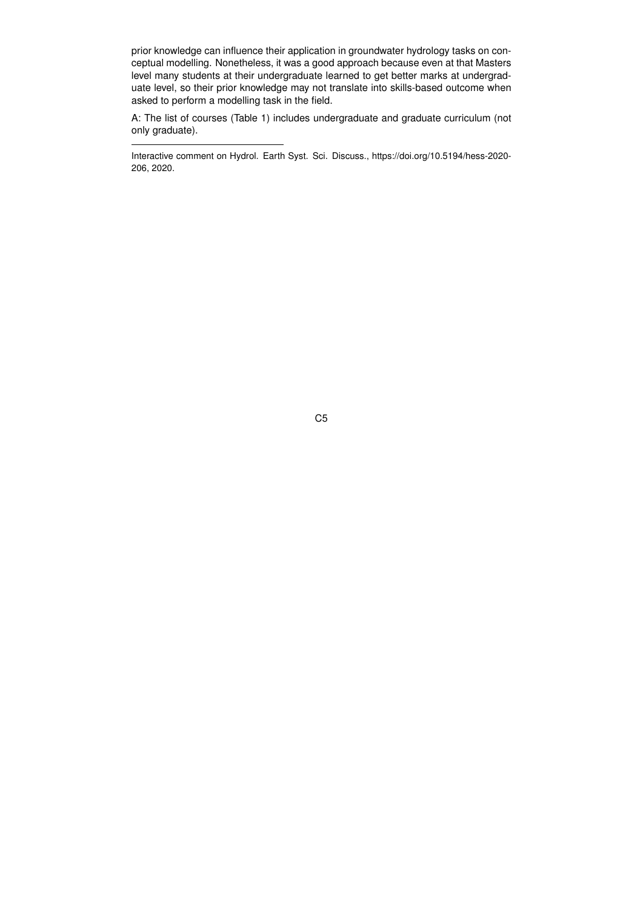prior knowledge can influence their application in groundwater hydrology tasks on conceptual modelling. Nonetheless, it was a good approach because even at that Masters level many students at their undergraduate learned to get better marks at undergraduate level, so their prior knowledge may not translate into skills-based outcome when asked to perform a modelling task in the field.

A: The list of courses (Table 1) includes undergraduate and graduate curriculum (not only graduate).

---

Interactive comment on Hydrol. Earth Syst. Sci. Discuss., https://doi.org/10.5194/hess-2020-206, 2020.